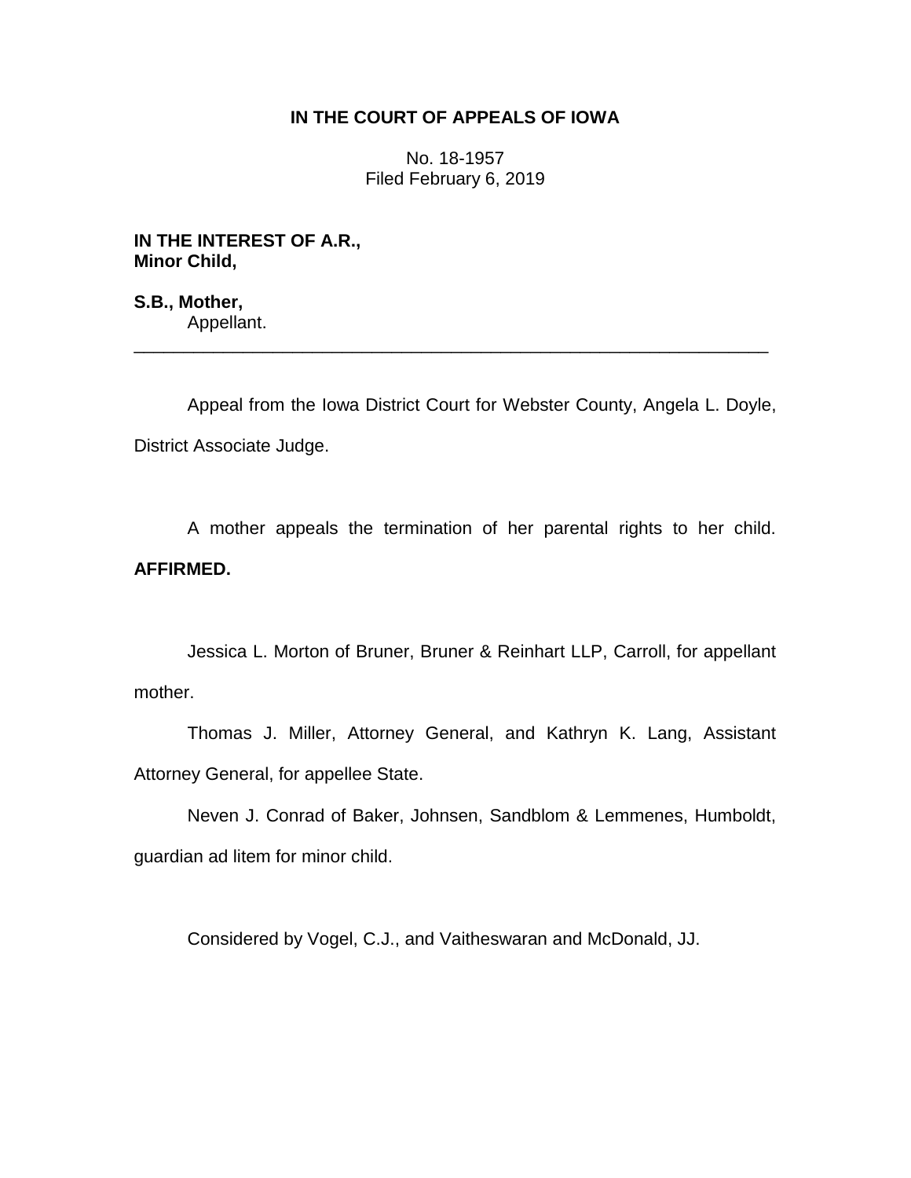**IN THE COURT OF APPEALS OF IOWA**

No. 18-1957
Filed February 6, 2019

**IN THE INTEREST OF A.R.,**
**Minor Child,**

**S.B., Mother,**
Appellant.

---

Appeal from the Iowa District Court for Webster County, Angela L. Doyle, District Associate Judge.

A mother appeals the termination of her parental rights to her child. **AFFIRMED.**

Jessica L. Morton of Bruner, Bruner & Reinhart LLP, Carroll, for appellant mother.

Thomas J. Miller, Attorney General, and Kathryn K. Lang, Assistant Attorney General, for appellee State.

Neven J. Conrad of Baker, Johnsen, Sandblom & Lemmenes, Humboldt, guardian ad litem for minor child.

Considered by Vogel, C.J., and Vaitheswaran and McDonald, JJ.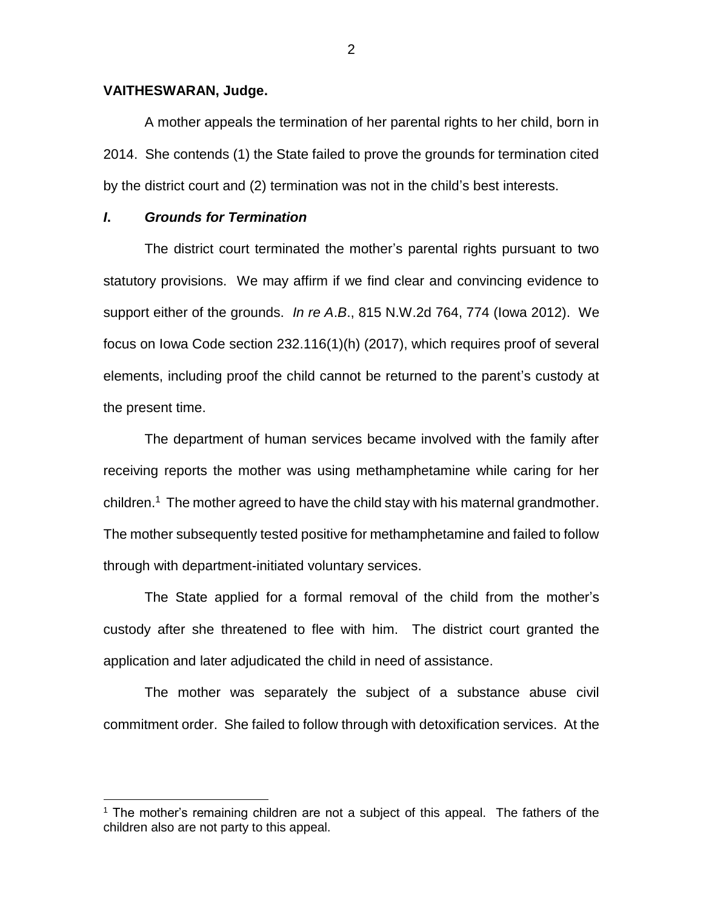**VAITHESWARAN, Judge.**

A mother appeals the termination of her parental rights to her child, born in 2014. She contends (1) the State failed to prove the grounds for termination cited by the district court and (2) termination was not in the child's best interests.

### *I. Grounds for Termination*

The district court terminated the mother's parental rights pursuant to two statutory provisions. We may affirm if we find clear and convincing evidence to support either of the grounds. *In re A.B.*, 815 N.W.2d 764, 774 (Iowa 2012). We focus on Iowa Code section 232.116(1)(h) (2017), which requires proof of several elements, including proof the child cannot be returned to the parent's custody at the present time.

The department of human services became involved with the family after receiving reports the mother was using methamphetamine while caring for her children.[1] The mother agreed to have the child stay with his maternal grandmother. The mother subsequently tested positive for methamphetamine and failed to follow through with department-initiated voluntary services.

The State applied for a formal removal of the child from the mother's custody after she threatened to flee with him. The district court granted the application and later adjudicated the child in need of assistance.

The mother was separately the subject of a substance abuse civil commitment order. She failed to follow through with detoxification services. At the

---

[1] The mother's remaining children are not a subject of this appeal. The fathers of the children also are not party to this appeal.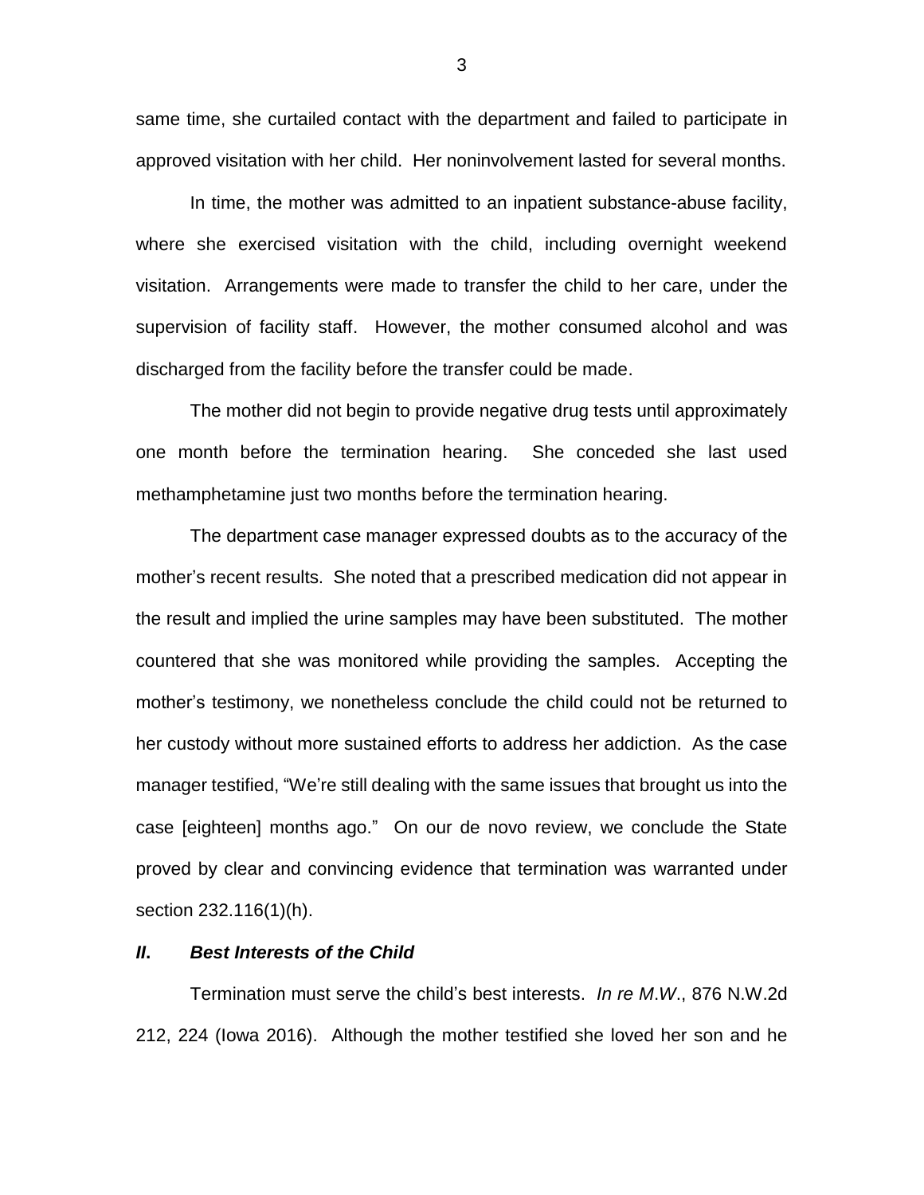same time, she curtailed contact with the department and failed to participate in approved visitation with her child. Her noninvolvement lasted for several months.

In time, the mother was admitted to an inpatient substance-abuse facility, where she exercised visitation with the child, including overnight weekend visitation. Arrangements were made to transfer the child to her care, under the supervision of facility staff. However, the mother consumed alcohol and was discharged from the facility before the transfer could be made.

The mother did not begin to provide negative drug tests until approximately one month before the termination hearing. She conceded she last used methamphetamine just two months before the termination hearing.

The department case manager expressed doubts as to the accuracy of the mother's recent results. She noted that a prescribed medication did not appear in the result and implied the urine samples may have been substituted. The mother countered that she was monitored while providing the samples. Accepting the mother's testimony, we nonetheless conclude the child could not be returned to her custody without more sustained efforts to address her addiction. As the case manager testified, "We're still dealing with the same issues that brought us into the case [eighteen] months ago." On our de novo review, we conclude the State proved by clear and convincing evidence that termination was warranted under section 232.116(1)(h).

## ***II. Best Interests of the Child***

Termination must serve the child's best interests. *In re M.W*., 876 N.W.2d 212, 224 (Iowa 2016). Although the mother testified she loved her son and he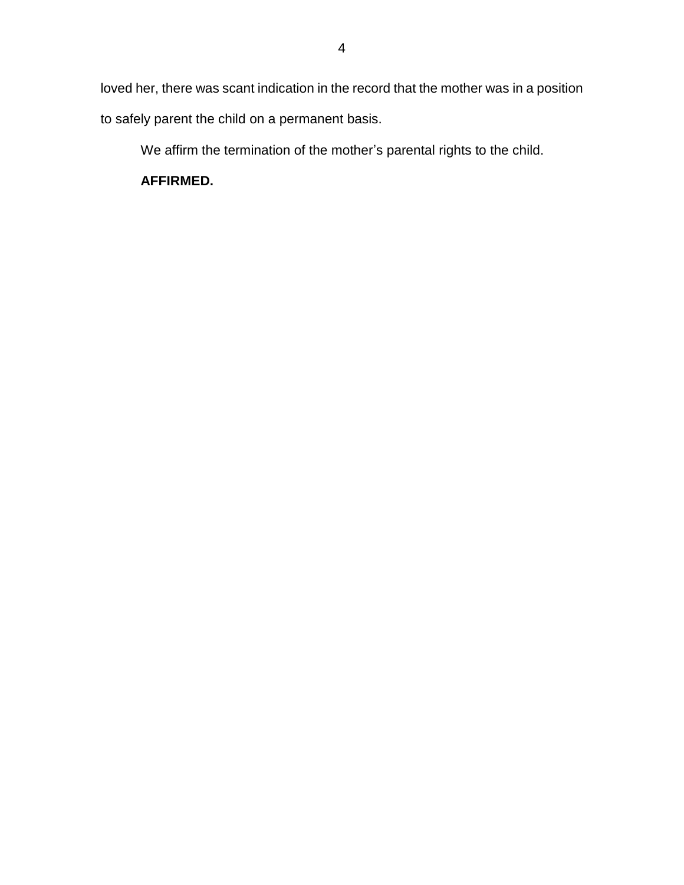loved her, there was scant indication in the record that the mother was in a position to safely parent the child on a permanent basis.

We affirm the termination of the mother's parental rights to the child.

**AFFIRMED.**